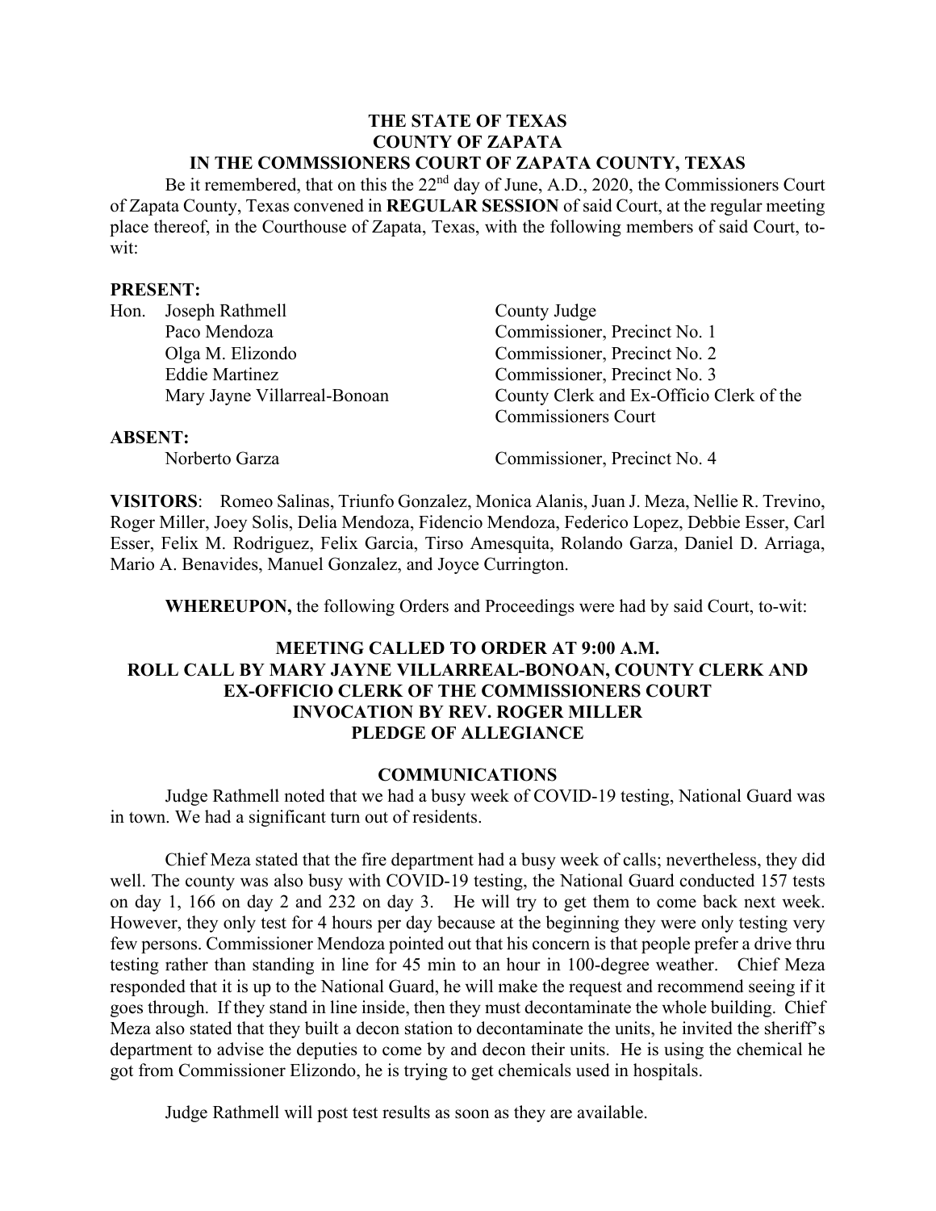**THE STATE OF TEXAS**
**COUNTY OF ZAPATA**
**IN THE COMMSSIONERS COURT OF ZAPATA COUNTY, TEXAS**

Be it remembered, that on this the 22nd day of June, A.D., 2020, the Commissioners Court of Zapata County, Texas convened in **REGULAR SESSION** of said Court, at the regular meeting place thereof, in the Courthouse of Zapata, Texas, with the following members of said Court, to-wit:

**PRESENT:**

| | |
|---|---|
| Hon. Joseph Rathmell | County Judge |
| Paco Mendoza | Commissioner, Precinct No. 1 |
| Olga M. Elizondo | Commissioner, Precinct No. 2 |
| Eddie Martinez | Commissioner, Precinct No. 3 |
| Mary Jayne Villarreal-Bonoan | County Clerk and Ex-Officio Clerk of the Commissioners Court |

**ABSENT:**

| | |
|---|---|
| Norberto Garza | Commissioner, Precinct No. 4 |

**VISITORS**: Romeo Salinas, Triunfo Gonzalez, Monica Alanis, Juan J. Meza, Nellie R. Trevino, Roger Miller, Joey Solis, Delia Mendoza, Fidencio Mendoza, Federico Lopez, Debbie Esser, Carl Esser, Felix M. Rodriguez, Felix Garcia, Tirso Amesquita, Rolando Garza, Daniel D. Arriaga, Mario A. Benavides, Manuel Gonzalez, and Joyce Currington.

**WHEREUPON,** the following Orders and Proceedings were had by said Court, to-wit:

**MEETING CALLED TO ORDER AT 9:00 A.M.**
**ROLL CALL BY MARY JAYNE VILLARREAL-BONOAN, COUNTY CLERK AND EX-OFFICIO CLERK OF THE COMMISSIONERS COURT**
**INVOCATION BY REV. ROGER MILLER**
**PLEDGE OF ALLEGIANCE**

## COMMUNICATIONS

Judge Rathmell noted that we had a busy week of COVID-19 testing, National Guard was in town. We had a significant turn out of residents.

Chief Meza stated that the fire department had a busy week of calls; nevertheless, they did well. The county was also busy with COVID-19 testing, the National Guard conducted 157 tests on day 1, 166 on day 2 and 232 on day 3. He will try to get them to come back next week. However, they only test for 4 hours per day because at the beginning they were only testing very few persons. Commissioner Mendoza pointed out that his concern is that people prefer a drive thru testing rather than standing in line for 45 min to an hour in 100-degree weather. Chief Meza responded that it is up to the National Guard, he will make the request and recommend seeing if it goes through. If they stand in line inside, then they must decontaminate the whole building. Chief Meza also stated that they built a decon station to decontaminate the units, he invited the sheriff's department to advise the deputies to come by and decon their units. He is using the chemical he got from Commissioner Elizondo, he is trying to get chemicals used in hospitals.

Judge Rathmell will post test results as soon as they are available.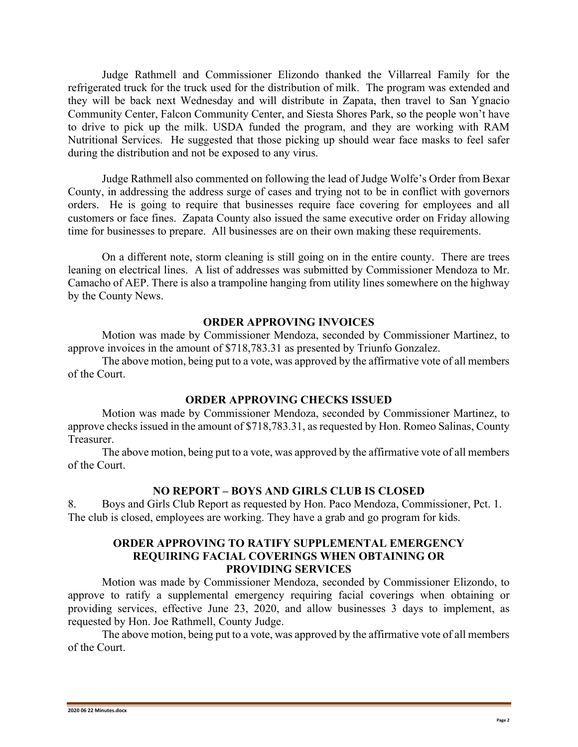Judge Rathmell and Commissioner Elizondo thanked the Villarreal Family for the refrigerated truck for the truck used for the distribution of milk. The program was extended and they will be back next Wednesday and will distribute in Zapata, then travel to San Ygnacio Community Center, Falcon Community Center, and Siesta Shores Park, so the people won't have to drive to pick up the milk. USDA funded the program, and they are working with RAM Nutritional Services. He suggested that those picking up should wear face masks to feel safer during the distribution and not be exposed to any virus.

Judge Rathmell also commented on following the lead of Judge Wolfe's Order from Bexar County, in addressing the address surge of cases and trying not to be in conflict with governors orders. He is going to require that businesses require face covering for employees and all customers or face fines. Zapata County also issued the same executive order on Friday allowing time for businesses to prepare. All businesses are on their own making these requirements.

On a different note, storm cleaning is still going on in the entire county. There are trees leaning on electrical lines. A list of addresses was submitted by Commissioner Mendoza to Mr. Camacho of AEP. There is also a trampoline hanging from utility lines somewhere on the highway by the County News.

### ORDER APPROVING INVOICES

Motion was made by Commissioner Mendoza, seconded by Commissioner Martinez, to approve invoices in the amount of $718,783.31 as presented by Triunfo Gonzalez.

The above motion, being put to a vote, was approved by the affirmative vote of all members of the Court.

### ORDER APPROVING CHECKS ISSUED

Motion was made by Commissioner Mendoza, seconded by Commissioner Martinez, to approve checks issued in the amount of $718,783.31, as requested by Hon. Romeo Salinas, County Treasurer.

The above motion, being put to a vote, was approved by the affirmative vote of all members of the Court.

### NO REPORT – BOYS AND GIRLS CLUB IS CLOSED

8. Boys and Girls Club Report as requested by Hon. Paco Mendoza, Commissioner, Pct. 1. The club is closed, employees are working. They have a grab and go program for kids.

### ORDER APPROVING TO RATIFY SUPPLEMENTAL EMERGENCY REQUIRING FACIAL COVERINGS WHEN OBTAINING OR PROVIDING SERVICES

Motion was made by Commissioner Mendoza, seconded by Commissioner Elizondo, to approve to ratify a supplemental emergency requiring facial coverings when obtaining or providing services, effective June 23, 2020, and allow businesses 3 days to implement, as requested by Hon. Joe Rathmell, County Judge.

The above motion, being put to a vote, was approved by the affirmative vote of all members of the Court.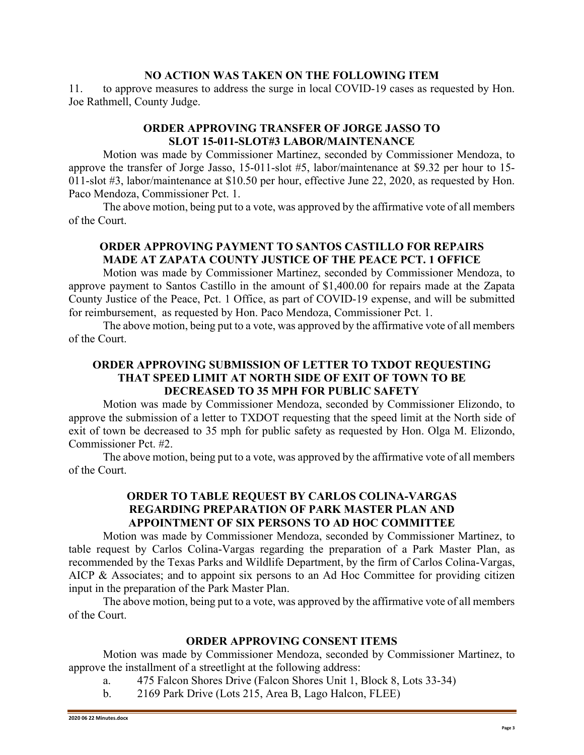**NO ACTION WAS TAKEN ON THE FOLLOWING ITEM**

11. to approve measures to address the surge in local COVID-19 cases as requested by Hon. Joe Rathmell, County Judge.

**ORDER APPROVING TRANSFER OF JORGE JASSO TO SLOT 15-011-SLOT#3 LABOR/MAINTENANCE**

Motion was made by Commissioner Martinez, seconded by Commissioner Mendoza, to approve the transfer of Jorge Jasso, 15-011-slot #5, labor/maintenance at $9.32 per hour to 15-011-slot #3, labor/maintenance at $10.50 per hour, effective June 22, 2020, as requested by Hon. Paco Mendoza, Commissioner Pct. 1.

The above motion, being put to a vote, was approved by the affirmative vote of all members of the Court.

**ORDER APPROVING PAYMENT TO SANTOS CASTILLO FOR REPAIRS MADE AT ZAPATA COUNTY JUSTICE OF THE PEACE PCT. 1 OFFICE**

Motion was made by Commissioner Martinez, seconded by Commissioner Mendoza, to approve payment to Santos Castillo in the amount of $1,400.00 for repairs made at the Zapata County Justice of the Peace, Pct. 1 Office, as part of COVID-19 expense, and will be submitted for reimbursement, as requested by Hon. Paco Mendoza, Commissioner Pct. 1.

The above motion, being put to a vote, was approved by the affirmative vote of all members of the Court.

**ORDER APPROVING SUBMISSION OF LETTER TO TXDOT REQUESTING THAT SPEED LIMIT AT NORTH SIDE OF EXIT OF TOWN TO BE DECREASED TO 35 MPH FOR PUBLIC SAFETY**

Motion was made by Commissioner Mendoza, seconded by Commissioner Elizondo, to approve the submission of a letter to TXDOT requesting that the speed limit at the North side of exit of town be decreased to 35 mph for public safety as requested by Hon. Olga M. Elizondo, Commissioner Pct. #2.

The above motion, being put to a vote, was approved by the affirmative vote of all members of the Court.

**ORDER TO TABLE REQUEST BY CARLOS COLINA-VARGAS REGARDING PREPARATION OF PARK MASTER PLAN AND APPOINTMENT OF SIX PERSONS TO AD HOC COMMITTEE**

Motion was made by Commissioner Mendoza, seconded by Commissioner Martinez, to table request by Carlos Colina-Vargas regarding the preparation of a Park Master Plan, as recommended by the Texas Parks and Wildlife Department, by the firm of Carlos Colina-Vargas, AICP & Associates; and to appoint six persons to an Ad Hoc Committee for providing citizen input in the preparation of the Park Master Plan.

The above motion, being put to a vote, was approved by the affirmative vote of all members of the Court.

**ORDER APPROVING CONSENT ITEMS**

Motion was made by Commissioner Mendoza, seconded by Commissioner Martinez, to approve the installment of a streetlight at the following address:

a. 475 Falcon Shores Drive (Falcon Shores Unit 1, Block 8, Lots 33-34)

b. 2169 Park Drive (Lots 215, Area B, Lago Halcon, FLEE)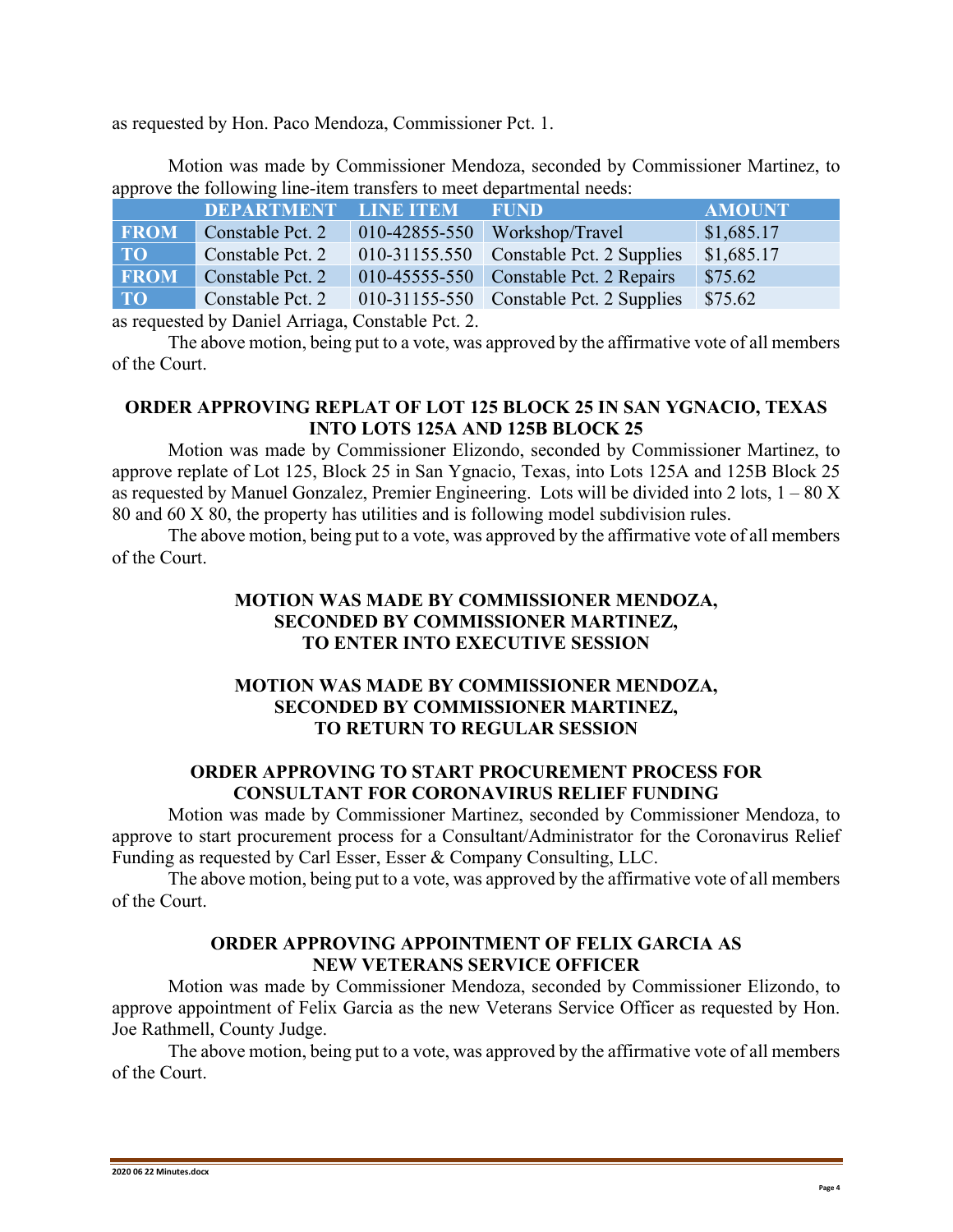as requested by Hon. Paco Mendoza, Commissioner Pct. 1.

Motion was made by Commissioner Mendoza, seconded by Commissioner Martinez, to approve the following line-item transfers to meet departmental needs:

| | DEPARTMENT | LINE ITEM | FUND | AMOUNT |
|---|---|---|---|---|
| FROM | Constable Pct. 2 | 010-42855-550 | Workshop/Travel | $1,685.17 |
| TO | Constable Pct. 2 | 010-31155.550 | Constable Pct. 2 Supplies | $1,685.17 |
| FROM | Constable Pct. 2 | 010-45555-550 | Constable Pct. 2 Repairs | $75.62 |
| TO | Constable Pct. 2 | 010-31155-550 | Constable Pct. 2 Supplies | $75.62 |

as requested by Daniel Arriaga, Constable Pct. 2.

The above motion, being put to a vote, was approved by the affirmative vote of all members of the Court.

**ORDER APPROVING REPLAT OF LOT 125 BLOCK 25 IN SAN YGNACIO, TEXAS INTO LOTS 125A AND 125B BLOCK 25**

Motion was made by Commissioner Elizondo, seconded by Commissioner Martinez, to approve replate of Lot 125, Block 25 in San Ygnacio, Texas, into Lots 125A and 125B Block 25 as requested by Manuel Gonzalez, Premier Engineering. Lots will be divided into 2 lots, 1 – 80 X 80 and 60 X 80, the property has utilities and is following model subdivision rules.

The above motion, being put to a vote, was approved by the affirmative vote of all members of the Court.

**MOTION WAS MADE BY COMMISSIONER MENDOZA, SECONDED BY COMMISSIONER MARTINEZ, TO ENTER INTO EXECUTIVE SESSION**

**MOTION WAS MADE BY COMMISSIONER MENDOZA, SECONDED BY COMMISSIONER MARTINEZ, TO RETURN TO REGULAR SESSION**

**ORDER APPROVING TO START PROCUREMENT PROCESS FOR CONSULTANT FOR CORONAVIRUS RELIEF FUNDING**

Motion was made by Commissioner Martinez, seconded by Commissioner Mendoza, to approve to start procurement process for a Consultant/Administrator for the Coronavirus Relief Funding as requested by Carl Esser, Esser & Company Consulting, LLC.

The above motion, being put to a vote, was approved by the affirmative vote of all members of the Court.

**ORDER APPROVING APPOINTMENT OF FELIX GARCIA AS NEW VETERANS SERVICE OFFICER**

Motion was made by Commissioner Mendoza, seconded by Commissioner Elizondo, to approve appointment of Felix Garcia as the new Veterans Service Officer as requested by Hon. Joe Rathmell, County Judge.

The above motion, being put to a vote, was approved by the affirmative vote of all members of the Court.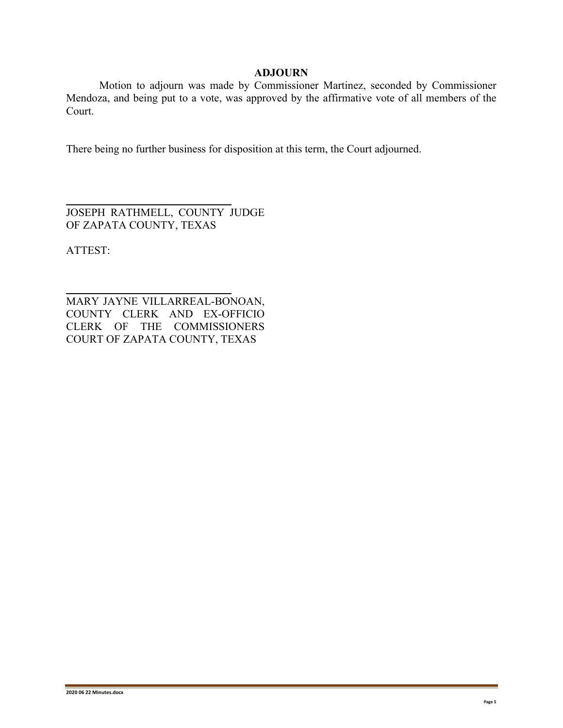## ADJOURN

Motion to adjourn was made by Commissioner Martinez, seconded by Commissioner Mendoza, and being put to a vote, was approved by the affirmative vote of all members of the Court.

There being no further business for disposition at this term, the Court adjourned.

\_\_\_\_\_\_\_\_\_\_\_\_\_\_\_\_\_\_\_\_\_\_\_\_\_\_\_\_\_\_

JOSEPH RATHMELL, COUNTY JUDGE
OF ZAPATA COUNTY, TEXAS

ATTEST:

\_\_\_\_\_\_\_\_\_\_\_\_\_\_\_\_\_\_\_\_\_\_\_\_\_\_\_\_\_\_

MARY JAYNE VILLARREAL-BONOAN,
COUNTY CLERK AND EX-OFFICIO
CLERK OF THE COMMISSIONERS
COURT OF ZAPATA COUNTY, TEXAS